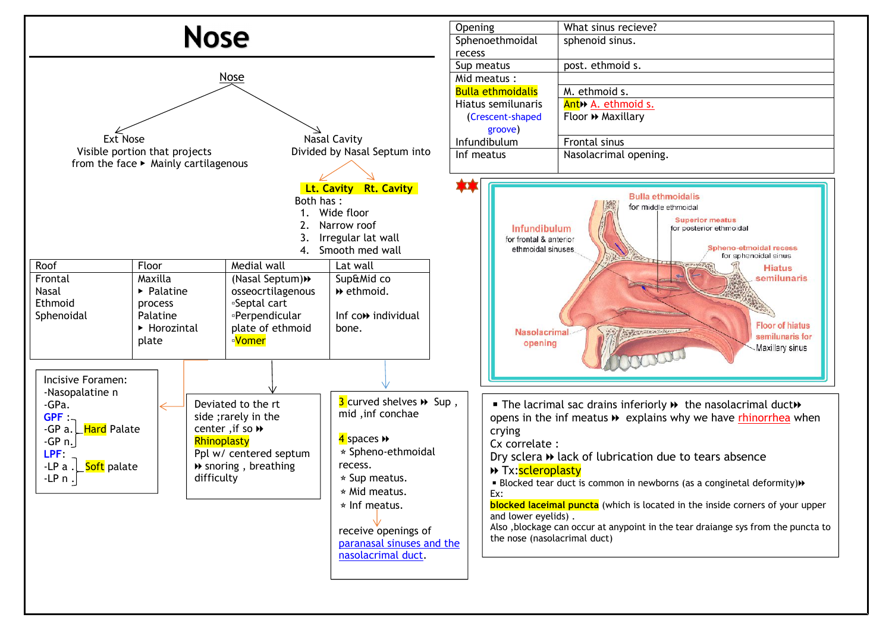# Nose

**Nose**

- **Ext Nose**: Visible portion that projects from the face ▸ Mainly cartilagenous
- **Nasal Cavity**: Divided by Nasal Septum into

**Lt. Cavity** **Rt. Cavity**

Both has :

1. Wide floor
2. Narrow roof
3. Irregular lat wall
4. Smooth med wall

| Roof | Floor | Medial wall | Lat wall |
|---|---|---|---|
| Frontal<br>Nasal<br>Ethmoid<br>Sphenoidal | Maxilla<br>▸ Palatine process<br>Palatine<br>▸ Horozintal plate | (Nasal Septum)⏩ osseocrtilagenous<br>▫Septal cart<br>▫Perpendicular plate of ethmoid<br>▫**Vomer** | Sup&Mid co ⏩ ethmoid.<br><br>Inf co⏩ individual bone. |

Incisive Foramen:
-Nasopalatine n
-GPa.
**GPF** :
-GP a. ⎫ **Hard** Palate
-GP n.⎭
**LPF**:
-LP a .⎫ **Soft** palate
-LP n .⎭

Deviated to the rt side ;rarely in the center ,if so ⏩ **Rhinoplasty**
Ppl w/ centered septum ⏩ snoring , breathing difficulty

**3** curved shelves ⏩ Sup , mid ,inf conchae

**4** spaces ⏩
⋆ Spheno-ethmoidal recess.
⋆ Sup meatus.
⋆ Mid meatus.
⋆ Inf meatus.

receive openings of paranasal sinuses and the nasolacrimal duct.

| Opening | What sinus recieve? |
|---|---|
| Sphenoethmoidal recess | sphenoid sinus. |
| Sup meatus | post. ethmoid s. |
| Mid meatus : | |
| **Bulla ethmoidalis** | M. ethmoid s. |
| Hiatus semilunaris (Crescent-shaped groove) | **Ant**⏩ A. ethmoid s.<br>Floor ⏩ Maxillary |
| Infundibulum | Frontal sinus |
| Inf meatus | Nasolacrimal opening. |

- Bulla ethmoidalis for middle ethmoidal
- Superior meatus for posterior ethmoidal
- Infundibulum for frontal & anterior ethmoidal sinuses
- Spheno-etmoidal recess for sphenoidal sinus
- Hiatus semilunaris
- Nasolacrimal opening
- Floor of hiatus semilunaris for Maxillary sinus

▪ The lacrimal sac drains inferiorly ⏩ the nasolacrimal duct⏩ opens in the inf meatus ⏩ explains why we have rhinorrhea when crying
Cx correlate :
Dry sclera ⏩ lack of lubrication due to tears absence
⏩ Tx:**scleroplasty**

▪ Blocked tear duct is common in newborns (as a conginetal deformity)⏩
Ex:
**blocked laceimal puncta** (which is located in the inside corners of your upper and lower eyelids) .
Also ,blockage can occur at anypoint in the tear draiange sys from the puncta to the nose (nasolacrimal duct)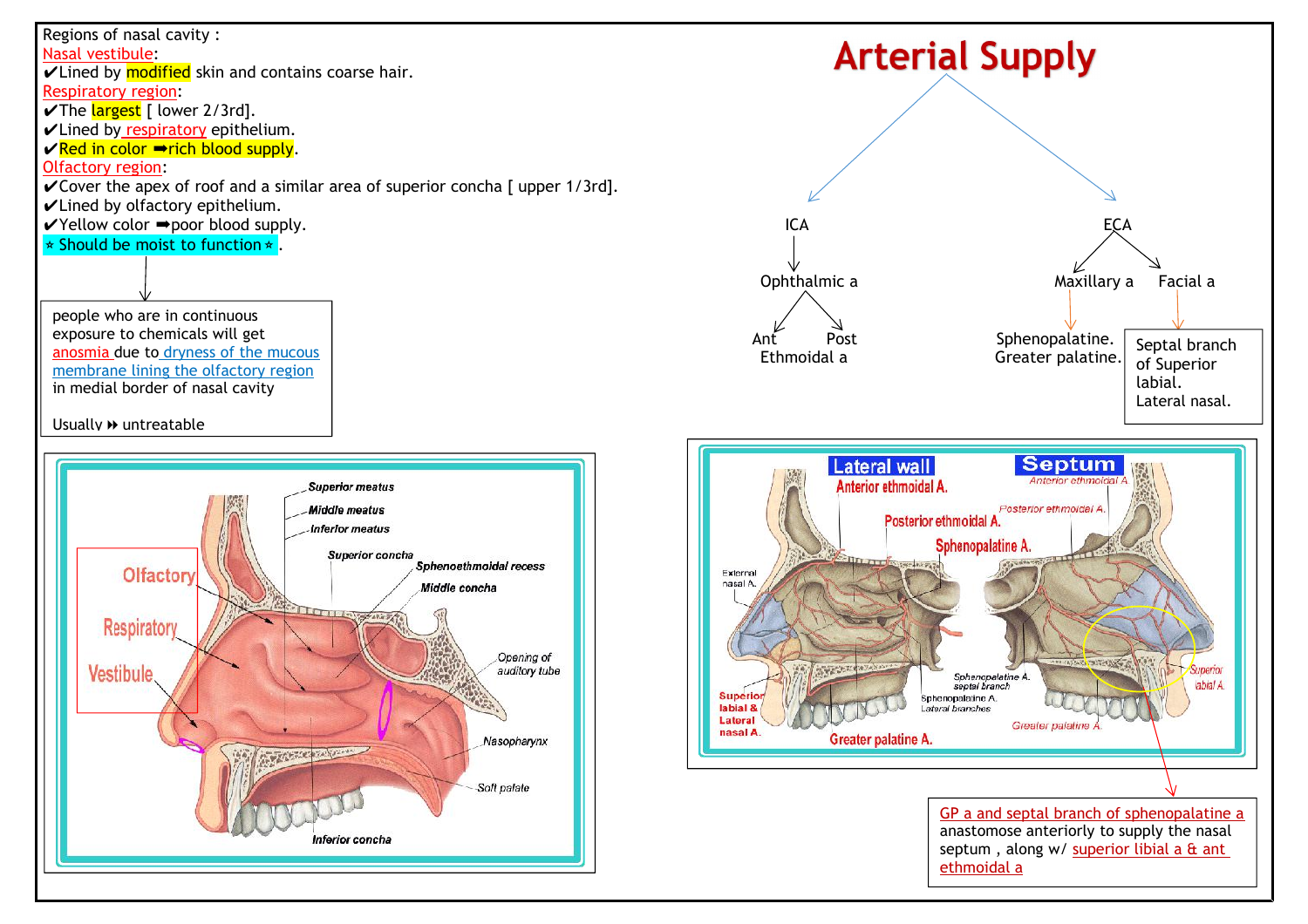Regions of nasal cavity :

Nasal vestibule:

✔Lined by modified skin and contains coarse hair.

Respiratory region:

✔The largest [ lower 2/3rd].

✔Lined by respiratory epithelium.

✔Red in color ➡rich blood supply.

Olfactory region:

✔Cover the apex of roof and a similar area of superior concha [ upper 1/3rd].

✔Lined by olfactory epithelium.

✔Yellow color ➡poor blood supply.

⋆ Should be moist to function ⋆ .

people who are in continuous exposure to chemicals will get anosmia due to dryness of the mucous membrane lining the olfactory region in medial border of nasal cavity

Usually ⏩ untreatable

Olfactory

Respiratory

Vestibule

Superior meatus

Middle meatus

Inferior meatus

Superior concha

Sphenoethmoidal recess

Middle concha

Opening of auditory tube

Nasopharynx

Soft palate

Inferior concha

# Arterial Supply

- ICA
  - Ophthalmic a
    - Ant
    - Post
    - Ethmoidal a
- ECA
  - Maxillary a
    - Sphenopalatine.
    - Greater palatine.
  - Facial a
    - Septal branch of Superior labial.
    - Lateral nasal.

Lateral wall

Septum

Anterior ethmoidal A.

Posterior ethmoidal A.

Sphenopalatine A.

External nasal A.

Superior labial & Lateral nasal A.

Greater palatine A.

Sphenopalatine A. septal branch

Sphenopalatine A. Lateral branches

Anterior ethmoidal A.

Posterior ethmoidal A.

Superior labial A.

Greater palatine A.

GP a and septal branch of sphenopalatine a anastomose anteriorly to supply the nasal septum , along w/ superior libial a & ant ethmoidal a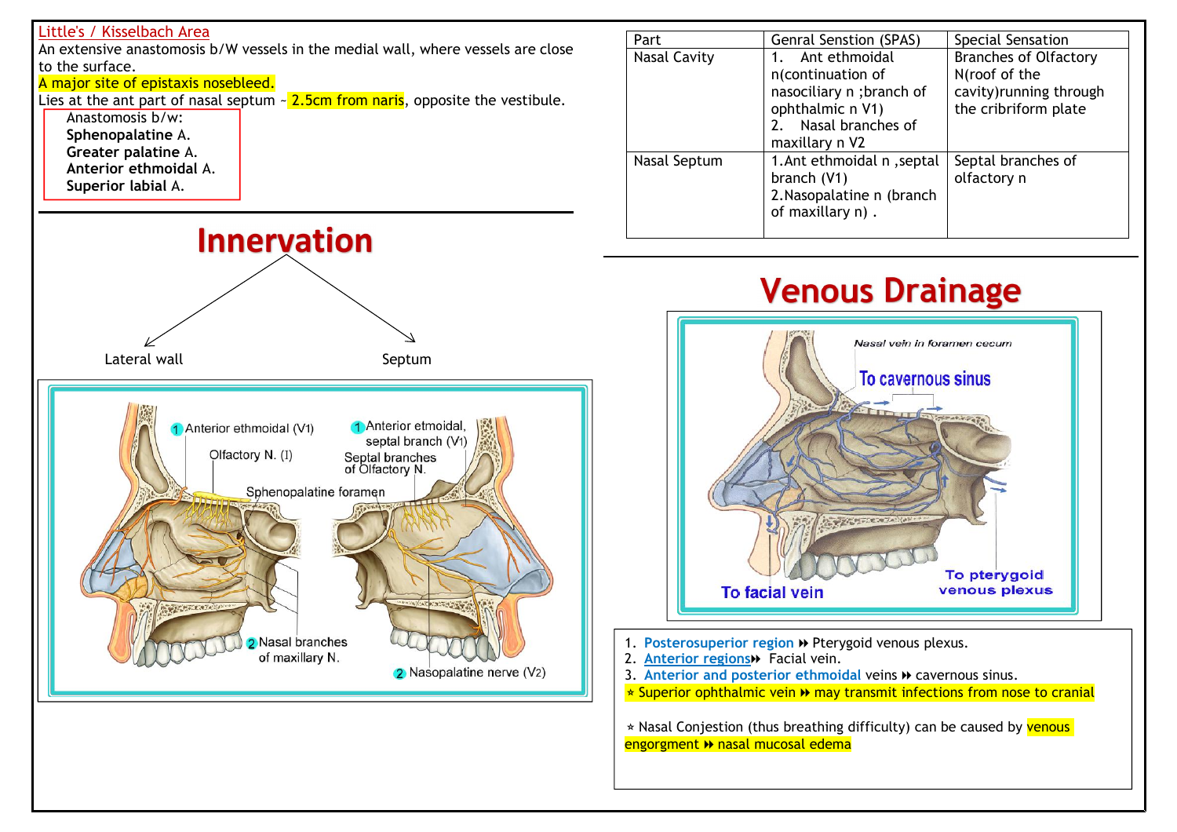## Little's / Kisselbach Area

An extensive anastomosis b/W vessels in the medial wall, where vessels are close to the surface.

A major site of epistaxis nosebleed.

Lies at the ant part of nasal septum ~ 2.5cm from naris, opposite the vestibule.

Anastomosis b/w:
**Sphenopalatine** A.
**Greater palatine** A.
**Anterior ethmoidal** A.
**Superior labial** A.

# Innervation

Lateral wall

Septum

1 Anterior ethmoidal (V1)
Olfactory N. (I)
Sphenopalatine foramen
2 Nasal branches of maxillary N.
1 Anterior etmoidal, septal branch (V1)
Septal branches of Olfactory N.
2 Nasopalatine nerve (V2)

| Part | Genral Senstion (SPAS) | Special Sensation |
|---|---|---|
| Nasal Cavity | 1. Ant ethmoidal n(continuation of nasociliary n ;branch of ophthalmic n V1)<br>2. Nasal branches of maxillary n V2 | Branches of Olfactory N(roof of the cavity)running through the cribriform plate |
| Nasal Septum | 1.Ant ethmoidal n ,septal branch (V1)<br>2.Nasopalatine n (branch of maxillary n) . | Septal branches of olfactory n |

# Venous Drainage

Nasal vein in foramen cecum
To cavernous sinus
To facial vein
To pterygoid venous plexus

1. Posterosuperior region ⏩ Pterygoid venous plexus.
2. Anterior regions⏩ Facial vein.
3. Anterior and posterior ethmoidal veins ⏩ cavernous sinus.

⭑ Superior ophthalmic vein ⏩ may transmit infections from nose to cranial

⭑ Nasal Conjestion (thus breathing difficulty) can be caused by venous engorgment ⏩ nasal mucosal edema